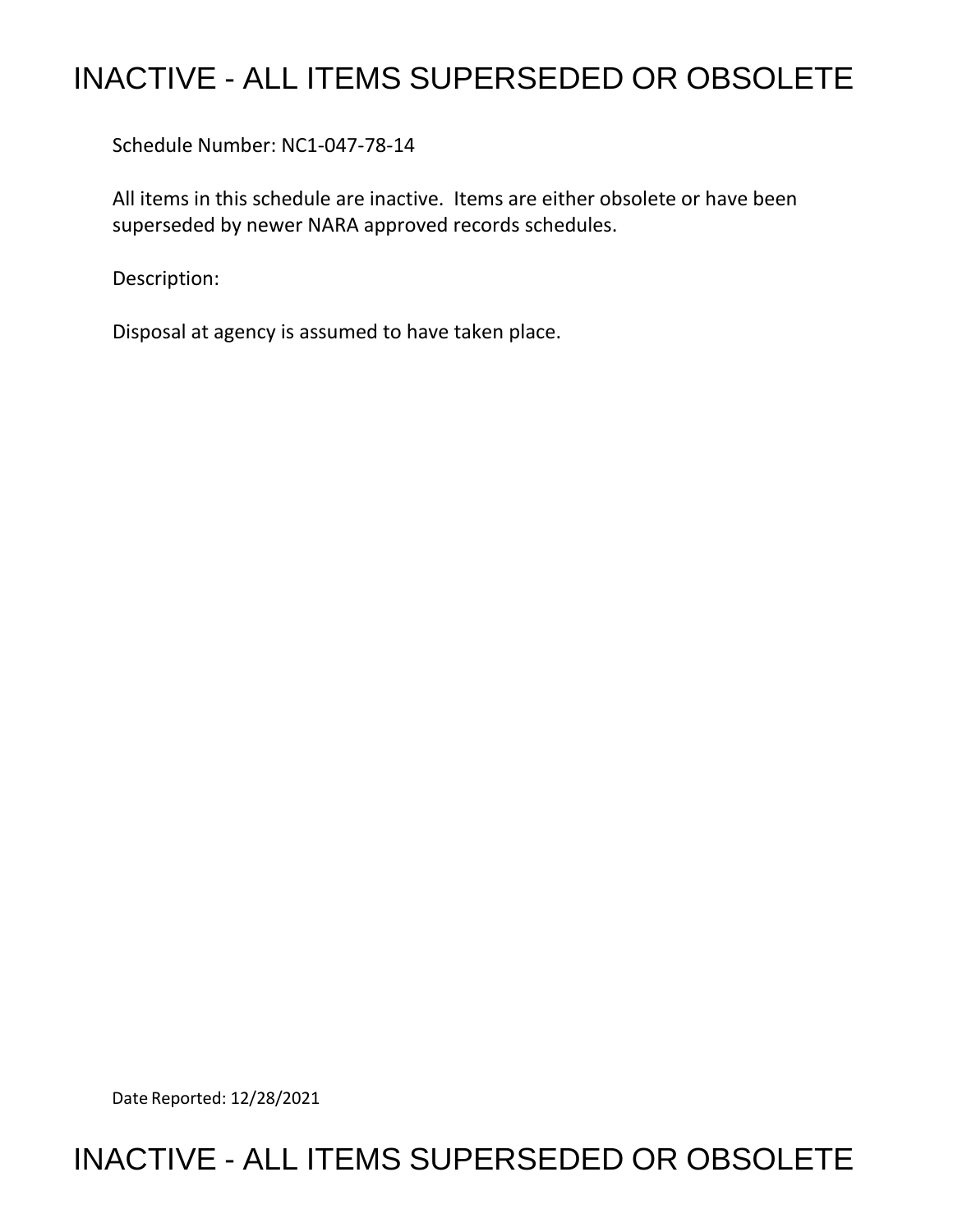# INACTIVE - ALL ITEMS SUPERSEDED OR OBSOLETE

Schedule Number: NC1-047-78-14

All items in this schedule are inactive. Items are either obsolete or have been superseded by newer NARA approved records schedules.

Description:

Disposal at agency is assumed to have taken place.

Date Reported: 12/28/2021

# INACTIVE - ALL ITEMS SUPERSEDED OR OBSOLETE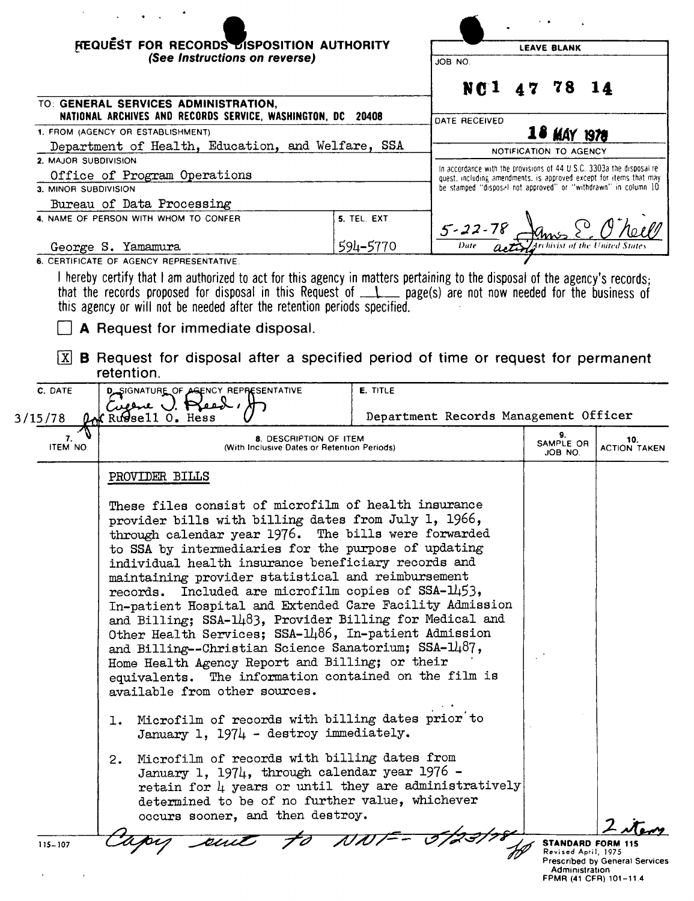# REQUEST FOR RECORDS DISPOSITION AUTHORITY

*(See Instructions on reverse)*

| LEAVE BLANK |
|---|
| JOB NO. **NC1 47 78 14** |
| DATE RECEIVED **18 MAY 1978** |
| NOTIFICATION TO AGENCY |
| In accordance with the provisions of 44 U.S.C. 3303a the disposal request, including amendments, is approved except for items that may be stamped "disposal not approved" or "withdrawn" in column 10. |
| 5-22-78 — Date — James E. O'Neill, acting Archivist of the United States |

TO: **GENERAL SERVICES ADMINISTRATION, NATIONAL ARCHIVES AND RECORDS SERVICE, WASHINGTON, DC 20408**

1. FROM (AGENCY OR ESTABLISHMENT): Department of Health, Education, and Welfare, SSA
2. MAJOR SUBDIVISION: Office of Program Operations
3. MINOR SUBDIVISION: Bureau of Data Processing
4. NAME OF PERSON WITH WHOM TO CONFER: George S. Yamamura
5. TEL. EXT.: 594-5770

6. CERTIFICATE OF AGENCY REPRESENTATIVE:

I hereby certify that I am authorized to act for this agency in matters pertaining to the disposal of the agency's records; that the records proposed for disposal in this Request of 1 page(s) are not now needed for the business of this agency or will not be needed after the retention periods specified.

☐ **A** Request for immediate disposal.

☒ **B** Request for disposal after a specified period of time or request for permanent retention.

| C. DATE | D. SIGNATURE OF AGENCY REPRESENTATIVE | E. TITLE |
|---|---|---|
| 3/15/78 | Eugene J. Reed, Jr. for Russell O. Hess | Department Records Management Officer |

| 7. ITEM NO. | 8. DESCRIPTION OF ITEM (With Inclusive Dates or Retention Periods) | 9. SAMPLE OR JOB NO. | 10. ACTION TAKEN |
|---|---|---|---|
| | PROVIDER BILLS<br><br>These files consist of microfilm of health insurance provider bills with billing dates from July 1, 1966, through calendar year 1976. The bills were forwarded to SSA by intermediaries for the purpose of updating individual health insurance beneficiary records and maintaining provider statistical and reimbursement records. Included are microfilm copies of SSA-1453, In-patient Hospital and Extended Care Facility Admission and Billing; SSA-1483, Provider Billing for Medical and Other Health Services; SSA-1486, In-patient Admission and Billing--Christian Science Sanatorium; SSA-1487, Home Health Agency Report and Billing; or their equivalents. The information contained on the film is available from other sources.<br><br>1. Microfilm of records with billing dates prior to January 1, 1974 - destroy immediately.<br><br>2. Microfilm of records with billing dates from January 1, 1974, through calendar year 1976 - retain for 4 years or until they are administratively determined to be of no further value, whichever occurs sooner, and then destroy. | | 2 items |

115-107 Copy sent to NNF - 5/23/78

STANDARD FORM 115
Revised April, 1975
Prescribed by General Services Administration
FPMR (41 CFR) 101-11.4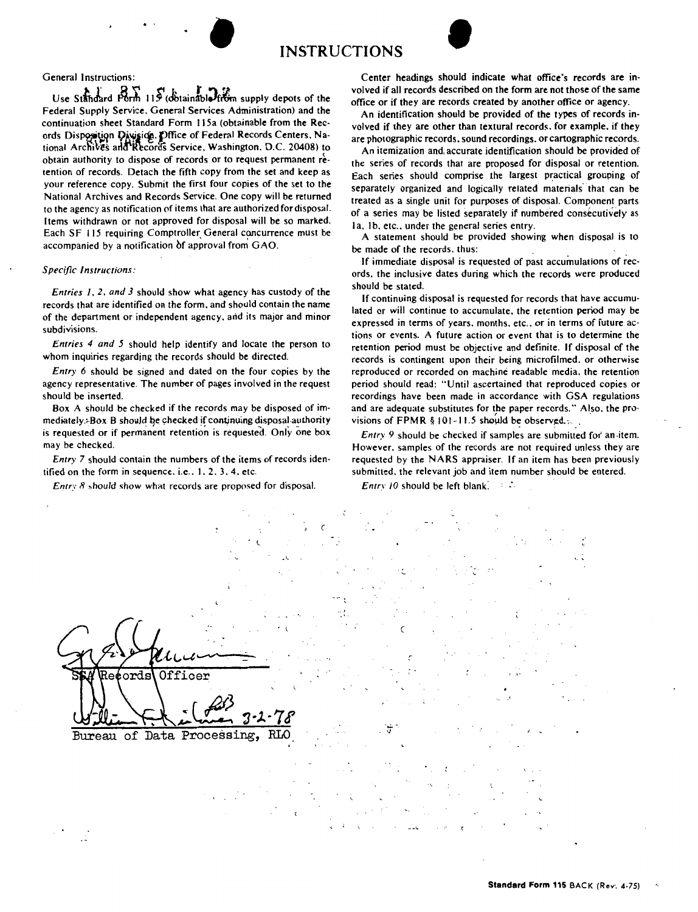# INSTRUCTIONS

General Instructions:

Use Standard Form 115 (obtainable from supply depots of the Federal Supply Service, General Services Administration) and the continuation sheet Standard Form 115a (obtainable from the Records Disposition Division, Office of Federal Records Centers, National Archives and Records Service, Washington, D.C. 20408) to obtain authority to dispose of records or to request permanent retention of records. Detach the fifth copy from the set and keep as your reference copy. Submit the first four copies of the set to the National Archives and Records Service. One copy will be returned to the agency as notification of items that are authorized for disposal. Items withdrawn or not approved for disposal will be so marked. Each SF 115 requiring Comptroller General concurrence must be accompanied by a notification of approval from GAO.

*Specific Instructions:*

*Entries 1, 2, and 3* should show what agency has custody of the records that are identified on the form, and should contain the name of the department or independent agency, and its major and minor subdivisions.

*Entries 4 and 5* should help identify and locate the person to whom inquiries regarding the records should be directed.

*Entry 6* should be signed and dated on the four copies by the agency representative. The number of pages involved in the request should be inserted.

Box A should be checked if the records may be disposed of immediately. Box B should be checked if continuing disposal authority is requested or if permanent retention is requested. Only one box may be checked.

*Entry 7* should contain the numbers of the items of records identified on the form in sequence, i.e., 1, 2, 3, 4, etc.

*Entry 8* should show what records are proposed for disposal.

Center headings should indicate what office's records are involved if all records described on the form are not those of the same office or if they are records created by another office or agency.

An identification should be provided of the types of records involved if they are other than textural records, for example, if they are photographic records, sound recordings, or cartographic records.

An itemization and accurate identification should be provided of the series of records that are proposed for disposal or retention. Each series should comprise the largest practical grouping of separately organized and logically related materials that can be treated as a single unit for purposes of disposal. Component parts of a series may be listed separately if numbered consecutively as 1a, 1b, etc., under the general series entry.

A statement should be provided showing when disposal is to be made of the records, thus:

If immediate disposal is requested of past accumulations of records, the inclusive dates during which the records were produced should be stated.

If continuing disposal is requested for records that have accumulated or will continue to accumulate, the retention period may be expressed in terms of years, months, etc., or in terms of future actions or events. A future action or event that is to determine the retention period must be objective and definite. If disposal of the records is contingent upon their being microfilmed, or otherwise reproduced or recorded on machine readable media, the retention period should read: "Until ascertained that reproduced copies or recordings have been made in accordance with GSA regulations and are adequate substitutes for the paper records." Also, the provisions of FPMR § 101-11.5 should be observed.

*Entry 9* should be checked if samples are submitted for an item. However, samples of the records are not required unless they are requested by the NARS appraiser. If an item has been previously submitted, the relevant job and item number should be entered.

*Entry 10* should be left blank.

SSA Records Officer

3-2-78

Bureau of Data Processing, RLO

Standard Form 115 BACK (Rev. 4-75)